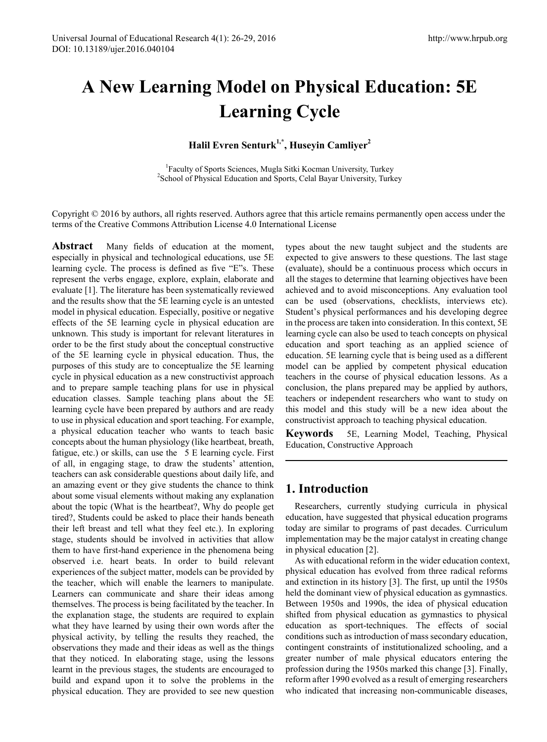# A New Learning Model on Physical Education: 5E Learning Cycle

**Halil Evren Senturk[1,*], Huseyin Camliyer[2]**

[1]Faculty of Sports Sciences, Mugla Sitki Kocman University, Turkey
[2]School of Physical Education and Sports, Celal Bayar University, Turkey

Copyright © 2016 by authors, all rights reserved. Authors agree that this article remains permanently open access under the terms of the Creative Commons Attribution License 4.0 International License

**Abstract** Many fields of education at the moment, especially in physical and technological educations, use 5E learning cycle. The process is defined as five "E"s. These represent the verbs engage, explore, explain, elaborate and evaluate [1]. The literature has been systematically reviewed and the results show that the 5E learning cycle is an untested model in physical education. Especially, positive or negative effects of the 5E learning cycle in physical education are unknown. This study is important for relevant literatures in order to be the first study about the conceptual constructive of the 5E learning cycle in physical education. Thus, the purposes of this study are to conceptualize the 5E learning cycle in physical education as a new constructivist approach and to prepare sample teaching plans for use in physical education classes. Sample teaching plans about the 5E learning cycle have been prepared by authors and are ready to use in physical education and sport teaching. For example, a physical education teacher who wants to teach basic concepts about the human physiology (like heartbeat, breath, fatigue, etc.) or skills, can use the 5 E learning cycle. First of all, in engaging stage, to draw the students' attention, teachers can ask considerable questions about daily life, and an amazing event or they give students the chance to think about some visual elements without making any explanation about the topic (What is the heartbeat?, Why do people get tired?, Students could be asked to place their hands beneath their left breast and tell what they feel etc.). In exploring stage, students should be involved in activities that allow them to have first-hand experience in the phenomena being observed i.e. heart beats. In order to build relevant experiences of the subject matter, models can be provided by the teacher, which will enable the learners to manipulate. Learners can communicate and share their ideas among themselves. The process is being facilitated by the teacher. In the explanation stage, the students are required to explain what they have learned by using their own words after the physical activity, by telling the results they reached, the observations they made and their ideas as well as the things that they noticed. In elaborating stage, using the lessons learnt in the previous stages, the students are encouraged to build and expand upon it to solve the problems in the physical education. They are provided to see new question types about the new taught subject and the students are expected to give answers to these questions. The last stage (evaluate), should be a continuous process which occurs in all the stages to determine that learning objectives have been achieved and to avoid misconceptions. Any evaluation tool can be used (observations, checklists, interviews etc). Student's physical performances and his developing degree in the process are taken into consideration. In this context, 5E learning cycle can also be used to teach concepts on physical education and sport teaching as an applied science of education. 5E learning cycle that is being used as a different model can be applied by competent physical education teachers in the course of physical education lessons. As a conclusion, the plans prepared may be applied by authors, teachers or independent researchers who want to study on this model and this study will be a new idea about the constructivist approach to teaching physical education.

**Keywords** 5E, Learning Model, Teaching, Physical Education, Constructive Approach

## 1. Introduction

Researchers, currently studying curricula in physical education, have suggested that physical education programs today are similar to programs of past decades. Curriculum implementation may be the major catalyst in creating change in physical education [2].

As with educational reform in the wider education context, physical education has evolved from three radical reforms and extinction in its history [3]. The first, up until the 1950s held the dominant view of physical education as gymnastics. Between 1950s and 1990s, the idea of physical education shifted from physical education as gymnastics to physical education as sport-techniques. The effects of social conditions such as introduction of mass secondary education, contingent constraints of institutionalized schooling, and a greater number of male physical educators entering the profession during the 1950s marked this change [3]. Finally, reform after 1990 evolved as a result of emerging researchers who indicated that increasing non-communicable diseases,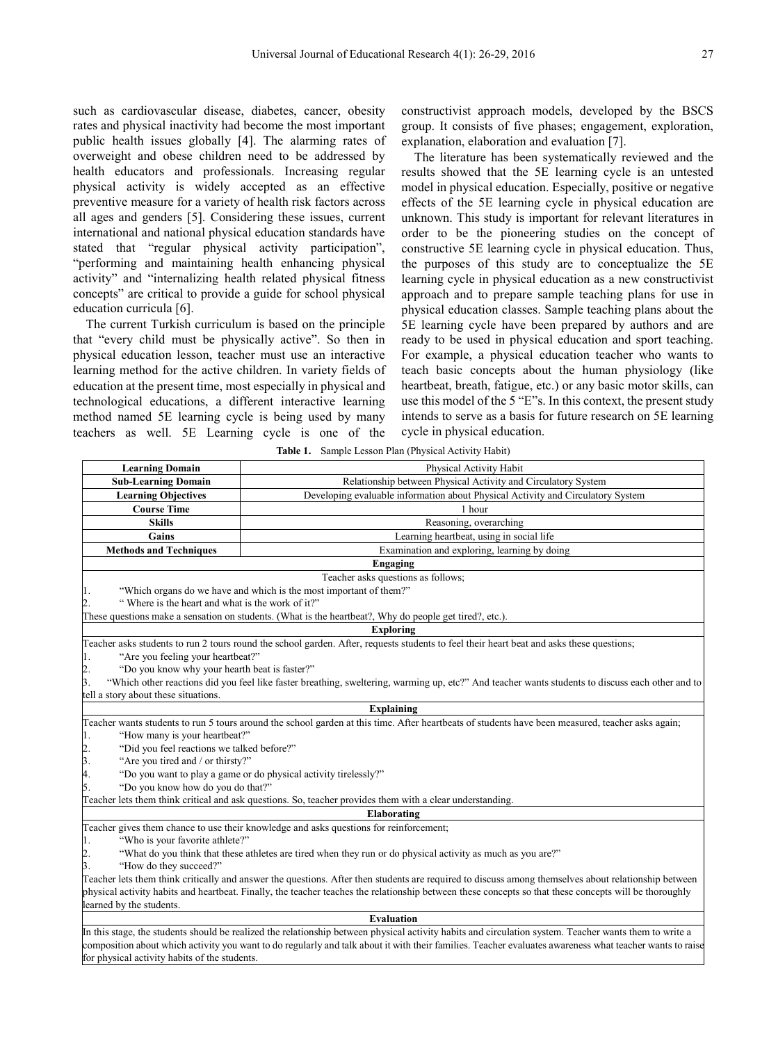such as cardiovascular disease, diabetes, cancer, obesity rates and physical inactivity had become the most important public health issues globally [4]. The alarming rates of overweight and obese children need to be addressed by health educators and professionals. Increasing regular physical activity is widely accepted as an effective preventive measure for a variety of health risk factors across all ages and genders [5]. Considering these issues, current international and national physical education standards have stated that "regular physical activity participation", "performing and maintaining health enhancing physical activity" and "internalizing health related physical fitness concepts" are critical to provide a guide for school physical education curricula [6].

The current Turkish curriculum is based on the principle that "every child must be physically active". So then in physical education lesson, teacher must use an interactive learning method for the active children. In variety fields of education at the present time, most especially in physical and technological educations, a different interactive learning method named 5E learning cycle is being used by many teachers as well. 5E Learning cycle is one of the constructivist approach models, developed by the BSCS group. It consists of five phases; engagement, exploration, explanation, elaboration and evaluation [7].

The literature has been systematically reviewed and the results showed that the 5E learning cycle is an untested model in physical education. Especially, positive or negative effects of the 5E learning cycle in physical education are unknown. This study is important for relevant literatures in order to be the pioneering studies on the concept of constructive 5E learning cycle in physical education. Thus, the purposes of this study are to conceptualize the 5E learning cycle in physical education as a new constructivist approach and to prepare sample teaching plans for use in physical education classes. Sample teaching plans about the 5E learning cycle have been prepared by authors and are ready to be used in physical education and sport teaching. For example, a physical education teacher who wants to teach basic concepts about the human physiology (like heartbeat, breath, fatigue, etc.) or any basic motor skills, can use this model of the 5 "E"s. In this context, the present study intends to serve as a basis for future research on 5E learning cycle in physical education.

**Table 1.** Sample Lesson Plan (Physical Activity Habit)

| **Learning Domain** | Physical Activity Habit |
|---|---|
| **Sub-Learning Domain** | Relationship between Physical Activity and Circulatory System |
| **Learning Objectives** | Developing evaluable information about Physical Activity and Circulatory System |
| **Course Time** | 1 hour |
| **Skills** | Reasoning, overarching |
| **Gains** | Learning heartbeat, using in social life |
| **Methods and Techniques** | Examination and exploring, learning by doing |
| **Engaging** | |
| Teacher asks questions as follows;<br>1. "Which organs do we have and which is the most important of them?"<br>2. " Where is the heart and what is the work of it?"<br>These questions make a sensation on students. (What is the heartbeat?, Why do people get tired?, etc.). | |
| **Exploring** | |
| Teacher asks students to run 2 tours round the school garden. After, requests students to feel their heart beat and asks these questions;<br>1. "Are you feeling your heartbeat?"<br>2. "Do you know why your hearth beat is faster?"<br>3. "Which other reactions did you feel like faster breathing, sweltering, warming up, etc?" And teacher wants students to discuss each other and to tell a story about these situations. | |
| **Explaining** | |
| Teacher wants students to run 5 tours around the school garden at this time. After heartbeats of students have been measured, teacher asks again;<br>1. "How many is your heartbeat?"<br>2. "Did you feel reactions we talked before?"<br>3. "Are you tired and / or thirsty?"<br>4. "Do you want to play a game or do physical activity tirelessly?"<br>5. "Do you know how do you do that?"<br>Teacher lets them think critical and ask questions. So, teacher provides them with a clear understanding. | |
| **Elaborating** | |
| Teacher gives them chance to use their knowledge and asks questions for reinforcement;<br>1. "Who is your favorite athlete?"<br>2. "What do you think that these athletes are tired when they run or do physical activity as much as you are?"<br>3. "How do they succeed?"<br>Teacher lets them think critically and answer the questions. After then students are required to discuss among themselves about relationship between physical activity habits and heartbeat. Finally, the teacher teaches the relationship between these concepts so that these concepts will be thoroughly learned by the students. | |
| **Evaluation** | |
| In this stage, the students should be realized the relationship between physical activity habits and circulation system. Teacher wants them to write a composition about which activity you want to do regularly and talk about it with their families. Teacher evaluates awareness what teacher wants to raise for physical activity habits of the students. | |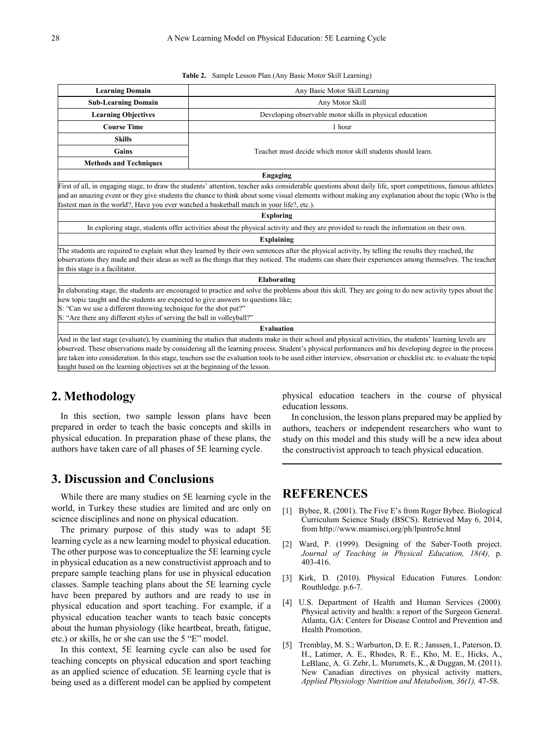**Table 2.** Sample Lesson Plan (Any Basic Motor Skill Learning)

| **Learning Domain** | Any Basic Motor Skill Learning |
|---|---|
| **Sub-Learning Domain** | Any Motor Skill |
| **Learning Objectives** | Developing observable motor skills in physical education |
| **Course Time** | 1 hour |
| **Skills** | Teacher must decide which motor skill students should learn. |
| **Gains** | |
| **Methods and Techniques** | |
| **Engaging** | |
| First of all, in engaging stage, to draw the students' attention, teacher asks considerable questions about daily life, sport competitions, famous athletes and an amazing event or they give students the chance to think about some visual elements without making any explanation about the topic (Who is the fastest man in the world?, Have you ever watched a basketball match in your life?, etc.). | |
| **Exploring** | |
| In exploring stage, students offer activities about the physical activity and they are provided to reach the information on their own. | |
| **Explaining** | |
| The students are required to explain what they learned by their own sentences after the physical activity, by telling the results they reached, the observations they made and their ideas as well as the things that they noticed. The students can share their experiences among themselves. The teacher in this stage is a facilitator. | |
| **Elaborating** | |
| In elaborating stage, the students are encouraged to practice and solve the problems about this skill. They are going to do new activity types about the new topic taught and the students are expected to give answers to questions like; S: "Can we use a different throwing technique for the shot put?" S: "Are there any different styles of serving the ball in volleyball?" | |
| **Evaluation** | |
| And in the last stage (evaluate), by examining the studies that students make in their school and physical activities, the students' learning levels are observed. These observations made by considering all the learning process. Student's physical performances and his developing degree in the process are taken into consideration. In this stage, teachers use the evaluation tools to be used either interview, observation or checklist etc. to evaluate the topic taught based on the learning objectives set at the beginning of the lesson. | |

## 2. Methodology

In this section, two sample lesson plans have been prepared in order to teach the basic concepts and skills in physical education. In preparation phase of these plans, the authors have taken care of all phases of 5E learning cycle.

## 3. Discussion and Conclusions

While there are many studies on 5E learning cycle in the world, in Turkey these studies are limited and are only on science disciplines and none on physical education.

The primary purpose of this study was to adapt 5E learning cycle as a new learning model to physical education. The other purpose was to conceptualize the 5E learning cycle in physical education as a new constructivist approach and to prepare sample teaching plans for use in physical education classes. Sample teaching plans about the 5E learning cycle have been prepared by authors and are ready to use in physical education and sport teaching. For example, if a physical education teacher wants to teach basic concepts about the human physiology (like heartbeat, breath, fatigue, etc.) or skills, he or she can use the 5 "E" model.

In this context, 5E learning cycle can also be used for teaching concepts on physical education and sport teaching as an applied science of education. 5E learning cycle that is being used as a different model can be applied by competent physical education teachers in the course of physical education lessons.

In conclusion, the lesson plans prepared may be applied by authors, teachers or independent researchers who want to study on this model and this study will be a new idea about the constructivist approach to teach physical education.

## REFERENCES

[1] Bybee, R. (2001). The Five E's from Roger Bybee. Biological Curriculum Science Study (BSCS). Retrieved May 6, 2014, from http://www.miamisci.org/ph/lpintro5e.html

[2] Ward, P. (1999). Designing of the Saber-Tooth project. *Journal of Teaching in Physical Education, 18(4),* p. 403-416.

[3] Kirk, D. (2010). Physical Education Futures. London: Routhledge. p.6-7.

[4] U.S. Department of Health and Human Services (2000). Physical activity and health: a report of the Surgeon General. Atlanta, GA: Centers for Disease Control and Prevention and Health Promotion.

[5] Tremblay, M. S.; Warburton, D. E. R.; Janssen, I., Paterson, D. H., Latimer, A. E., Rhodes, R. E., Kho, M. E., Hicks, A., LeBlanc, A. G. Zehr, L. Murumets, K., & Duggan, M. (2011). New Canadian directives on physical activity matters, *Applied Physiology Nutrition and Metabolism, 36(1),* 47-58.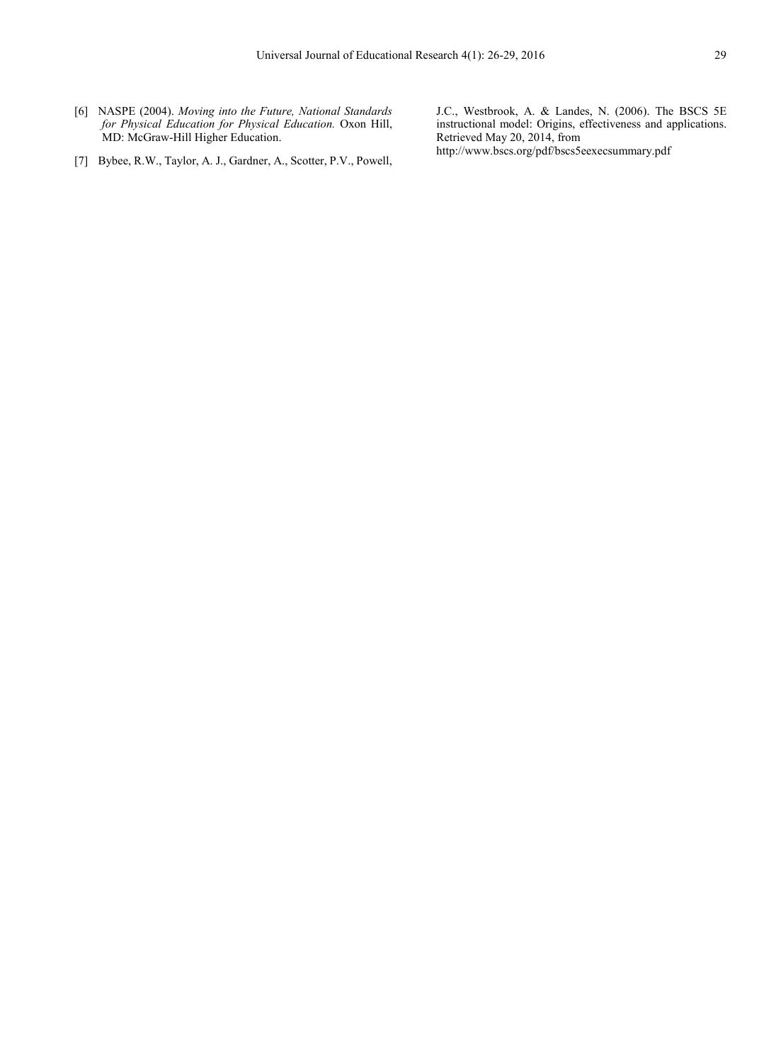[6] NASPE (2004). *Moving into the Future, National Standards for Physical Education for Physical Education.* Oxon Hill, MD: McGraw-Hill Higher Education.

[7] Bybee, R.W., Taylor, A. J., Gardner, A., Scotter, P.V., Powell, J.C., Westbrook, A. & Landes, N. (2006). The BSCS 5E instructional model: Origins, effectiveness and applications. Retrieved May 20, 2014, from http://www.bscs.org/pdf/bscs5eexecsummary.pdf